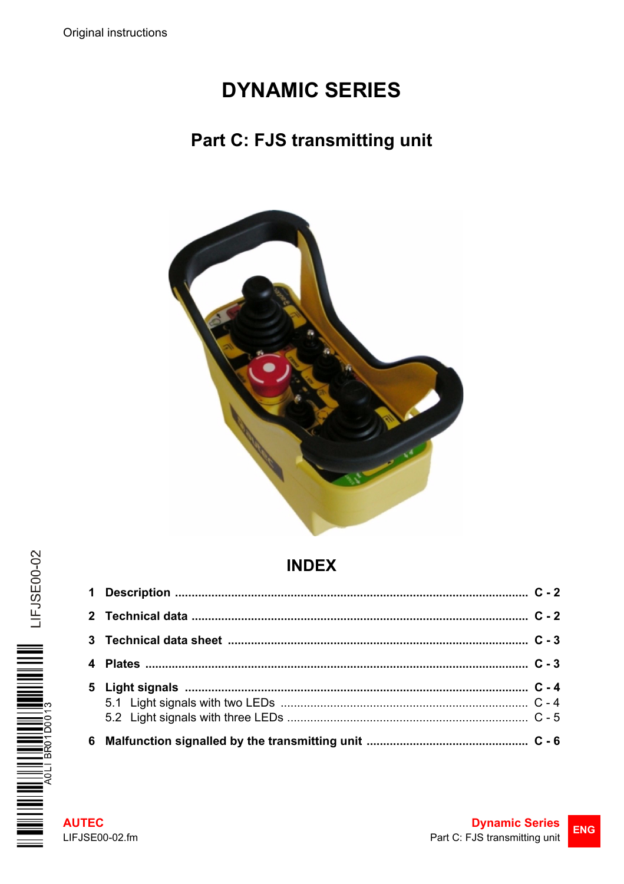Original instructions

# DYNAMIC SERIES

## Part C: FJS transmitting unit

## INDEX

**1 Description** .......... **C - 2**

**2 Technical data** .......... **C - 2**

**3 Technical data sheet** .......... **C - 3**

**4 Plates** .......... **C - 3**

**5 Light signals** .......... **C - 4**

5.1 Light signals with two LEDs .......... C - 4

5.2 Light signals with three LEDs .......... C - 5

**6 Malfunction signalled by the transmitting unit** .......... **C - 6**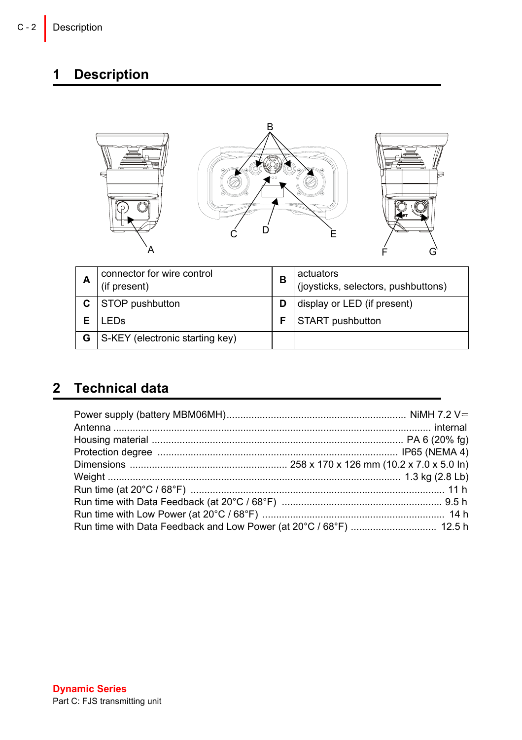# 1 Description

| A | connector for wire control (if present) | B | actuators (joysticks, selectors, pushbuttons) |
|---|---|---|---|
| C | STOP pushbutton | D | display or LED (if present) |
| E | LEDs | F | START pushbutton |
| G | S-KEY (electronic starting key) | | |

# 2 Technical data

Power supply (battery MBM06MH)........................................................ NiMH 7.2 V⎓
Antenna ........................................................................................ internal
Housing material ........................................................................ PA 6 (20% fg)
Protection degree ........................................................................ IP65 (NEMA 4)
Dimensions ........................................ 258 x 170 x 126 mm (10.2 x 7.0 x 5.0 In)
Weight ........................................................................................ 1.3 kg (2.8 Lb)
Run time (at 20°C / 68°F) ............................................................................ 11 h
Run time with Data Feedback (at 20°C / 68°F) ........................................... 9.5 h
Run time with Low Power (at 20°C / 68°F) ................................................. 14 h
Run time with Data Feedback and Low Power (at 20°C / 68°F) ................ 12.5 h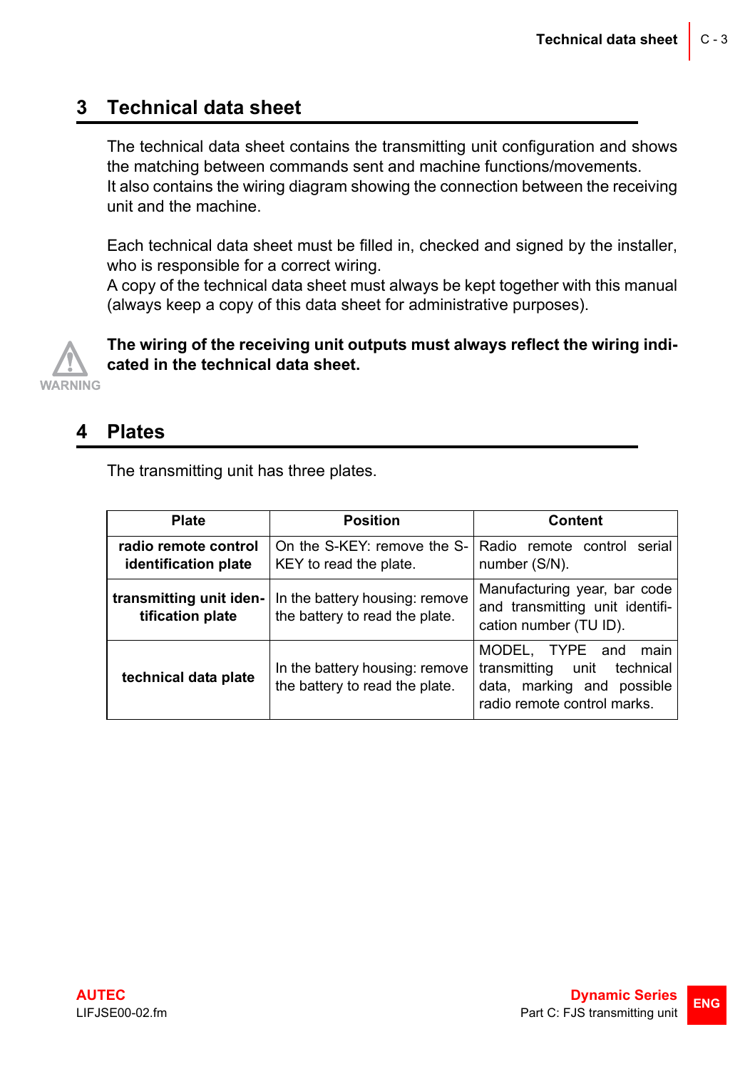## 3 Technical data sheet

The technical data sheet contains the transmitting unit configuration and shows the matching between commands sent and machine functions/movements.
It also contains the wiring diagram showing the connection between the receiving unit and the machine.

Each technical data sheet must be filled in, checked and signed by the installer, who is responsible for a correct wiring.
A copy of the technical data sheet must always be kept together with this manual (always keep a copy of this data sheet for administrative purposes).

WARNING

**The wiring of the receiving unit outputs must always reflect the wiring indicated in the technical data sheet.**

## 4 Plates

The transmitting unit has three plates.

| Plate | Position | Content |
|---|---|---|
| **radio remote control identification plate** | On the S-KEY: remove the S-KEY to read the plate. | Radio remote control serial number (S/N). |
| **transmitting unit identification plate** | In the battery housing: remove the battery to read the plate. | Manufacturing year, bar code and transmitting unit identification number (TU ID). |
| **technical data plate** | In the battery housing: remove the battery to read the plate. | MODEL, TYPE and main transmitting unit technical data, marking and possible radio remote control marks. |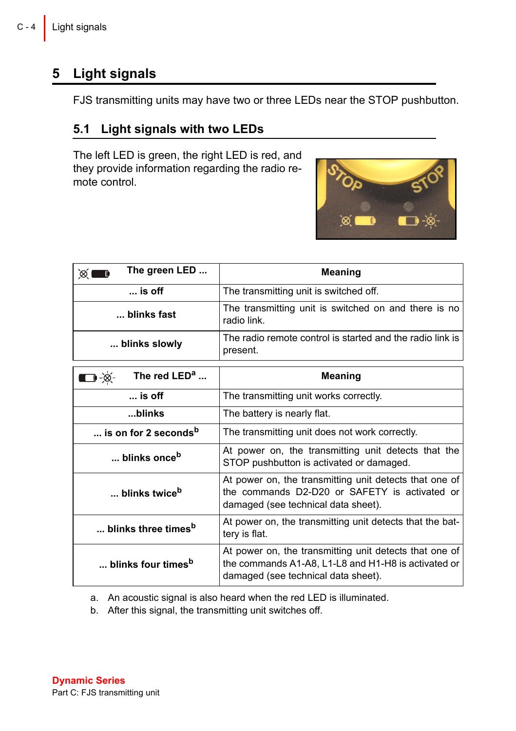# 5 Light signals

FJS transmitting units may have two or three LEDs near the STOP pushbutton.

## 5.1 Light signals with two LEDs

The left LED is green, the right LED is red, and they provide information regarding the radio remote control.

| The green LED ... | Meaning |
|---|---|
| ... is off | The transmitting unit is switched off. |
| ... blinks fast | The transmitting unit is switched on and there is no radio link. |
| ... blinks slowly | The radio remote control is started and the radio link is present. |

| The red LED[a] ... | Meaning |
|---|---|
| ... is off | The transmitting unit works correctly. |
| ...blinks | The battery is nearly flat. |
| ... is on for 2 seconds[b] | The transmitting unit does not work correctly. |
| ... blinks once[b] | At power on, the transmitting unit detects that the STOP pushbutton is activated or damaged. |
| ... blinks twice[b] | At power on, the transmitting unit detects that one of the commands D2-D20 or SAFETY is activated or damaged (see technical data sheet). |
| ... blinks three times[b] | At power on, the transmitting unit detects that the battery is flat. |
| ... blinks four times[b] | At power on, the transmitting unit detects that one of the commands A1-A8, L1-L8 and H1-H8 is activated or damaged (see technical data sheet). |

a. An acoustic signal is also heard when the red LED is illuminated.
b. After this signal, the transmitting unit switches off.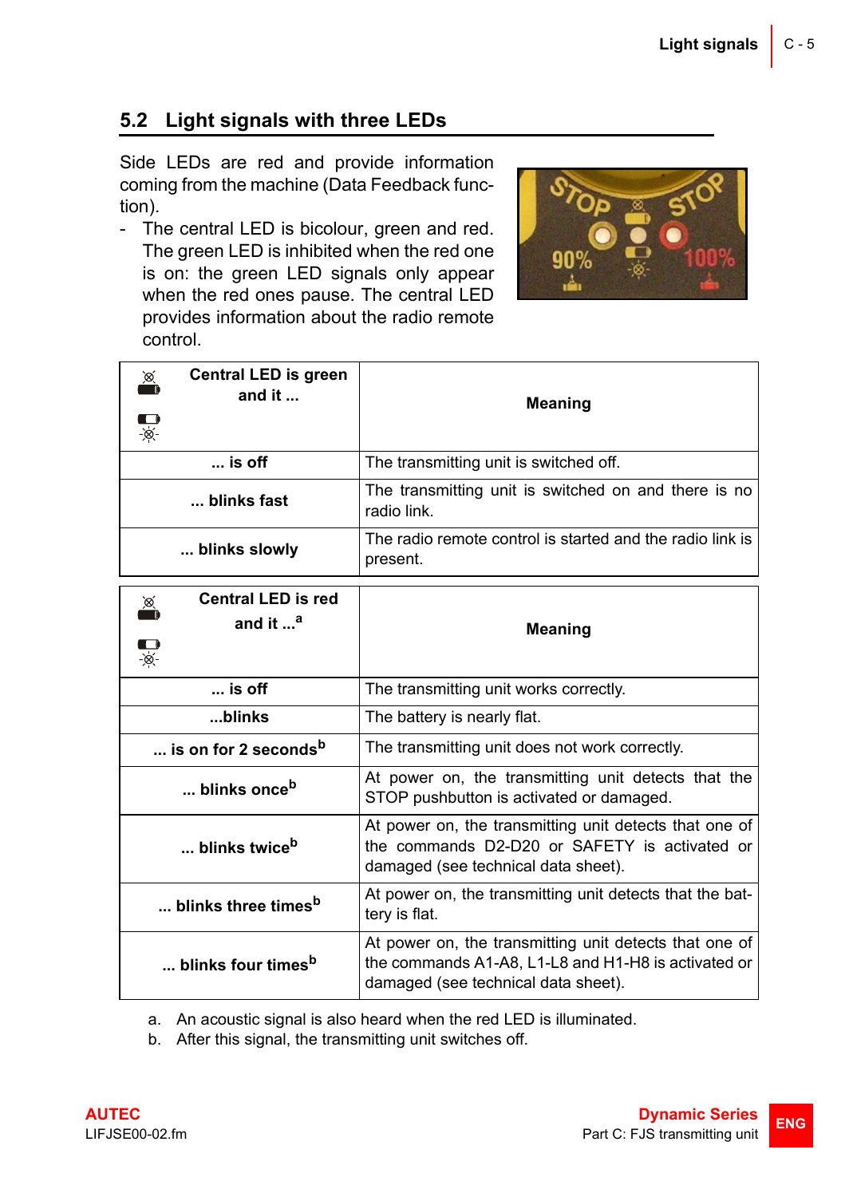## 5.2 Light signals with three LEDs

Side LEDs are red and provide information coming from the machine (Data Feedback function).

- The central LED is bicolour, green and red. The green LED is inhibited when the red one is on: the green LED signals only appear when the red ones pause. The central LED provides information about the radio remote control.

| Central LED is green and it ... | Meaning |
|---|---|
| ... is off | The transmitting unit is switched off. |
| ... blinks fast | The transmitting unit is switched on and there is no radio link. |
| ... blinks slowly | The radio remote control is started and the radio link is present. |

| Central LED is red and it ...[a] | Meaning |
|---|---|
| ... is off | The transmitting unit works correctly. |
| ...blinks | The battery is nearly flat. |
| ... is on for 2 seconds[b] | The transmitting unit does not work correctly. |
| ... blinks once[b] | At power on, the transmitting unit detects that the STOP pushbutton is activated or damaged. |
| ... blinks twice[b] | At power on, the transmitting unit detects that one of the commands D2-D20 or SAFETY is activated or damaged (see technical data sheet). |
| ... blinks three times[b] | At power on, the transmitting unit detects that the battery is flat. |
| ... blinks four times[b] | At power on, the transmitting unit detects that one of the commands A1-A8, L1-L8 and H1-H8 is activated or damaged (see technical data sheet). |

a. An acoustic signal is also heard when the red LED is illuminated.
b. After this signal, the transmitting unit switches off.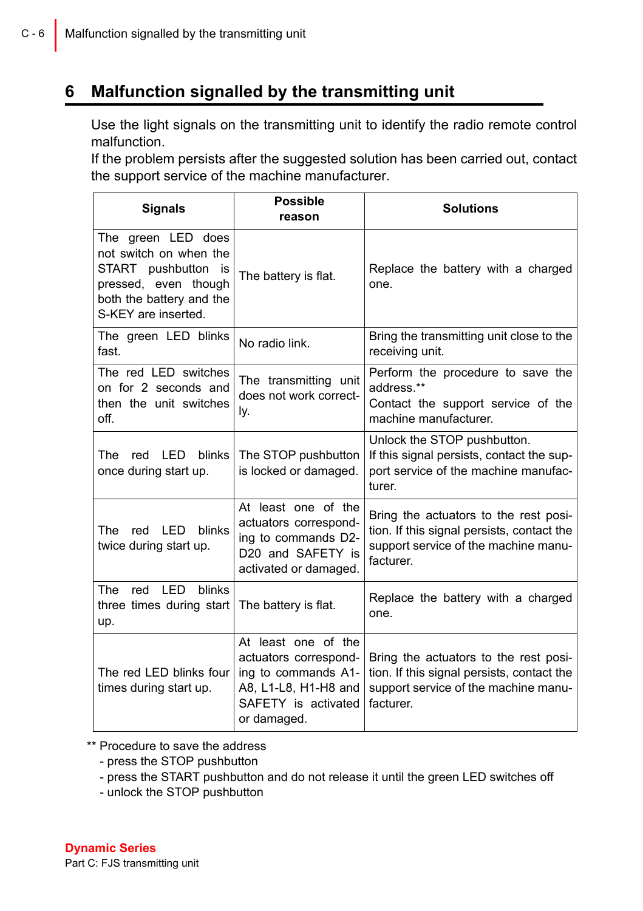# 6 Malfunction signalled by the transmitting unit

Use the light signals on the transmitting unit to identify the radio remote control malfunction.
If the problem persists after the suggested solution has been carried out, contact the support service of the machine manufacturer.

| Signals | Possible reason | Solutions |
|---|---|---|
| The green LED does not switch on when the START pushbutton is pressed, even though both the battery and the S-KEY are inserted. | The battery is flat. | Replace the battery with a charged one. |
| The green LED blinks fast. | No radio link. | Bring the transmitting unit close to the receiving unit. |
| The red LED switches on for 2 seconds and then the unit switches off. | The transmitting unit does not work correctly. | Perform the procedure to save the address.** Contact the support service of the machine manufacturer. |
| The red LED blinks once during start up. | The STOP pushbutton is locked or damaged. | Unlock the STOP pushbutton. If this signal persists, contact the support service of the machine manufacturer. |
| The red LED blinks twice during start up. | At least one of the actuators corresponding to commands D2-D20 and SAFETY is activated or damaged. | Bring the actuators to the rest position. If this signal persists, contact the support service of the machine manufacturer. |
| The red LED blinks three times during start up. | The battery is flat. | Replace the battery with a charged one. |
| The red LED blinks four times during start up. | At least one of the actuators corresponding to commands A1-A8, L1-L8, H1-H8 and SAFETY is activated or damaged. | Bring the actuators to the rest position. If this signal persists, contact the support service of the machine manufacturer. |

** Procedure to save the address
- press the STOP pushbutton
- press the START pushbutton and do not release it until the green LED switches off
- unlock the STOP pushbutton